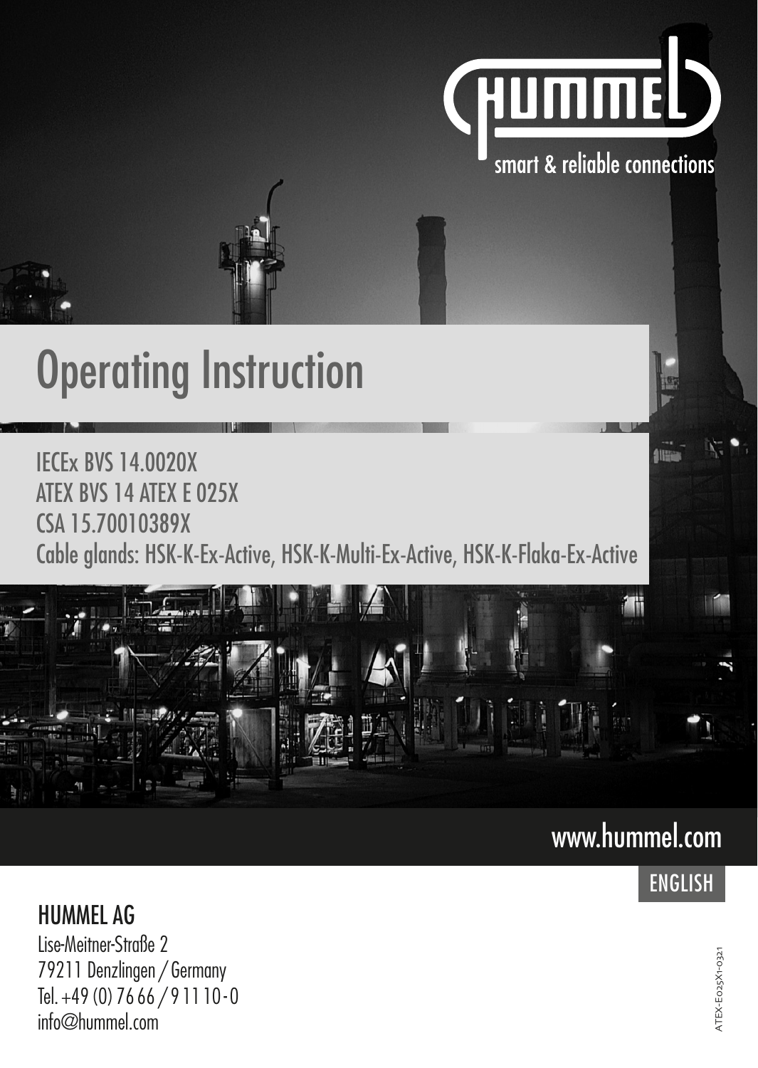HUMMEL

smart & reliable connections

# Operating Instruction

IECEx BVS 14.0020X
ATEX BVS 14 ATEX E 025X
CSA 15.70010389X
Cable glands: HSK-K-Ex-Active, HSK-K-Multi-Ex-Active, HSK-K-Flaka-Ex-Active

www.hummel.com

ENGLISH

HUMMEL AG
Lise-Meitner-Straße 2
79211 Denzlingen / Germany
Tel. +49 (0) 76 66 / 9 11 10 - 0
info@hummel.com

ATEX-E025X1-0321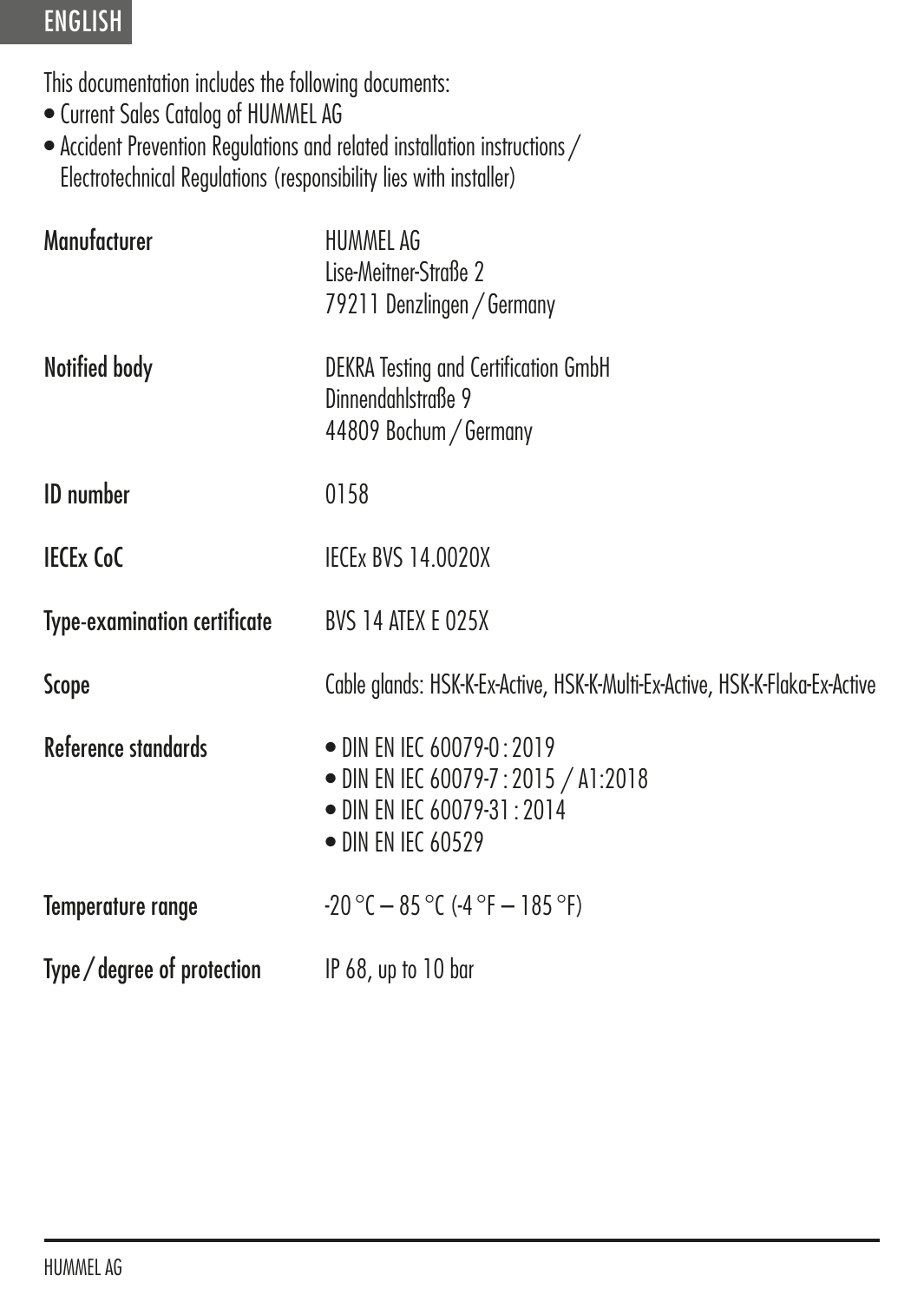## ENGLISH

This documentation includes the following documents:

- Current Sales Catalog of HUMMEL AG
- Accident Prevention Regulations and related installation instructions / Electrotechnical Regulations (responsibility lies with installer)

| | |
|---|---|
| **Manufacturer** | HUMMEL AG<br>Lise-Meitner-Straße 2<br>79211 Denzlingen / Germany |
| **Notified body** | DEKRA Testing and Certification GmbH<br>Dinnendahlstraße 9<br>44809 Bochum / Germany |
| **ID number** | 0158 |
| **IECEx CoC** | IECEx BVS 14.0020X |
| **Type-examination certificate** | BVS 14 ATEX E 025X |
| **Scope** | Cable glands: HSK-K-Ex-Active, HSK-K-Multi-Ex-Active, HSK-K-Flaka-Ex-Active |
| **Reference standards** | • DIN EN IEC 60079-0 : 2019<br>• DIN EN IEC 60079-7 : 2015 / A1:2018<br>• DIN EN IEC 60079-31 : 2014<br>• DIN EN IEC 60529 |
| **Temperature range** | -20 °C – 85 °C (-4 °F – 185 °F) |
| **Type / degree of protection** | IP 68, up to 10 bar |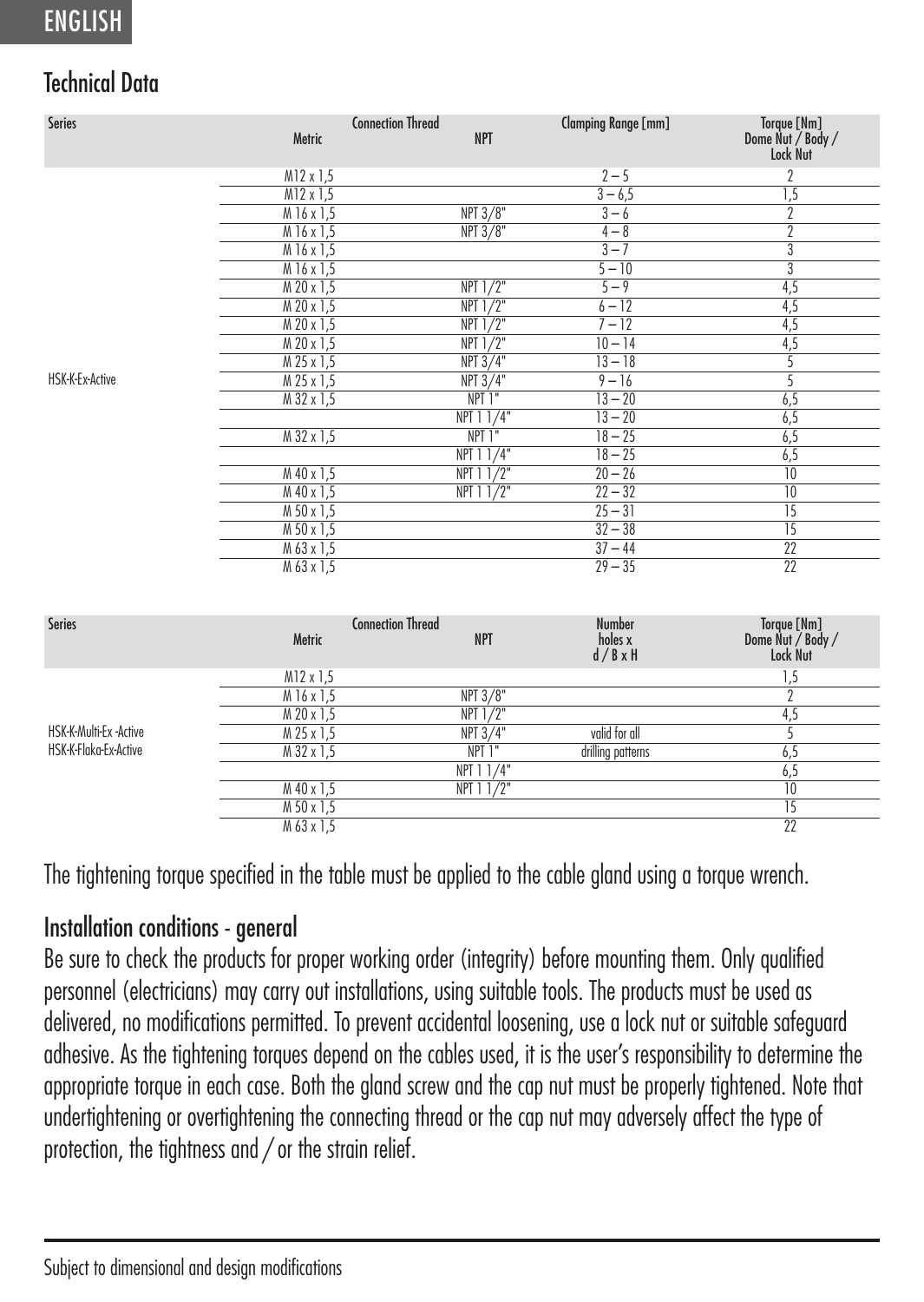## Technical Data

| Series | Connection Thread | | Clamping Range [mm] | Torque [Nm] Dome Nut / Body / Lock Nut |
|---|---|---|---|---|
| | Metric | NPT | | |
| HSK-K-Ex-Active | M12 x 1,5 | | 2 – 5 | 2 |
| | M12 x 1,5 | | 3 – 6,5 | 1,5 |
| | M 16 x 1,5 | NPT 3/8" | 3 – 6 | 2 |
| | M 16 x 1,5 | NPT 3/8" | 4 – 8 | 2 |
| | M 16 x 1,5 | | 3 – 7 | 3 |
| | M 16 x 1,5 | | 5 – 10 | 3 |
| | M 20 x 1,5 | NPT 1/2" | 5 – 9 | 4,5 |
| | M 20 x 1,5 | NPT 1/2" | 6 – 12 | 4,5 |
| | M 20 x 1,5 | NPT 1/2" | 7 – 12 | 4,5 |
| | M 20 x 1,5 | NPT 1/2" | 10 – 14 | 4,5 |
| | M 25 x 1,5 | NPT 3/4" | 13 – 18 | 5 |
| | M 25 x 1,5 | NPT 3/4" | 9 – 16 | 5 |
| | M 32 x 1,5 | NPT 1" | 13 – 20 | 6,5 |
| | | NPT 1 1/4" | 13 – 20 | 6,5 |
| | M 32 x 1,5 | NPT 1" | 18 – 25 | 6,5 |
| | | NPT 1 1/4" | 18 – 25 | 6,5 |
| | M 40 x 1,5 | NPT 1 1/2" | 20 – 26 | 10 |
| | M 40 x 1,5 | NPT 1 1/2" | 22 – 32 | 10 |
| | M 50 x 1,5 | | 25 – 31 | 15 |
| | M 50 x 1,5 | | 32 – 38 | 15 |
| | M 63 x 1,5 | | 37 – 44 | 22 |
| | M 63 x 1,5 | | 29 – 35 | 22 |

| Series | Connection Thread | | Number holes x d / B x H | Torque [Nm] Dome Nut / Body / Lock Nut |
|---|---|---|---|---|
| | Metric | NPT | | |
| HSK-K-Multi-Ex -Active<br>HSK-K-Flaka-Ex-Active | M12 x 1,5 | | valid for all drilling patterns | 1,5 |
| | M 16 x 1,5 | NPT 3/8" | | 2 |
| | M 20 x 1,5 | NPT 1/2" | | 4,5 |
| | M 25 x 1,5 | NPT 3/4" | | 5 |
| | M 32 x 1,5 | NPT 1" | | 6,5 |
| | | NPT 1 1/4" | | 6,5 |
| | M 40 x 1,5 | NPT 1 1/2" | | 10 |
| | M 50 x 1,5 | | | 15 |
| | M 63 x 1,5 | | | 22 |

The tightening torque specified in the table must be applied to the cable gland using a torque wrench.

## Installation conditions - general

Be sure to check the products for proper working order (integrity) before mounting them. Only qualified personnel (electricians) may carry out installations, using suitable tools. The products must be used as delivered, no modifications permitted. To prevent accidental loosening, use a lock nut or suitable safeguard adhesive. As the tightening torques depend on the cables used, it is the user's responsibility to determine the appropriate torque in each case. Both the gland screw and the cap nut must be properly tightened. Note that undertightening or overtightening the connecting thread or the cap nut may adversely affect the type of protection, the tightness and / or the strain relief.

Subject to dimensional and design modifications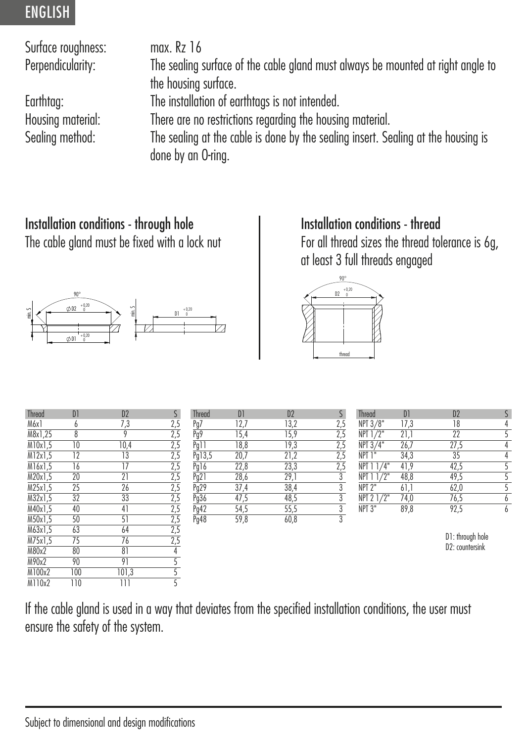ENGLISH

Surface roughness: max. Rz 16

Perpendicularity: The sealing surface of the cable gland must always be mounted at right angle to the housing surface.

Earthtag: The installation of earthtags is not intended.

Housing material: There are no restrictions regarding the housing material.

Sealing method: The sealing at the cable is done by the sealing insert. Sealing at the housing is done by an O-ring.

## Installation conditions - through hole

The cable gland must be fixed with a lock nut

## Installation conditions - thread

For all thread sizes the thread tolerance is 6g, at least 3 full threads engaged

| Thread | D1 | D2 | S |
|---|---|---|---|
| M6x1 | 6 | 7,3 | 2,5 |
| M8x1,25 | 8 | 9 | 2,5 |
| M10x1,5 | 10 | 10,4 | 2,5 |
| M12x1,5 | 12 | 13 | 2,5 |
| M16x1,5 | 16 | 17 | 2,5 |
| M20x1,5 | 20 | 21 | 2,5 |
| M25x1,5 | 25 | 26 | 2,5 |
| M32x1,5 | 32 | 33 | 2,5 |
| M40x1,5 | 40 | 41 | 2,5 |
| M50x1,5 | 50 | 51 | 2,5 |
| M63x1,5 | 63 | 64 | 2,5 |
| M75x1,5 | 75 | 76 | 2,5 |
| M80x2 | 80 | 81 | 4 |
| M90x2 | 90 | 91 | 5 |
| M100x2 | 100 | 101,3 | 5 |
| M110x2 | 110 | 111 | 5 |

| Thread | D1 | D2 | S |
|---|---|---|---|
| Pg7 | 12,7 | 13,2 | 2,5 |
| Pg9 | 15,4 | 15,9 | 2,5 |
| Pg11 | 18,8 | 19,3 | 2,5 |
| Pg13,5 | 20,7 | 21,2 | 2,5 |
| Pg16 | 22,8 | 23,3 | 2,5 |
| Pg21 | 28,6 | 29,1 | 3 |
| Pg29 | 37,4 | 38,4 | 3 |
| Pg36 | 47,5 | 48,5 | 3 |
| Pg42 | 54,5 | 55,5 | 3 |
| Pg48 | 59,8 | 60,8 | 3 |

| Thread | D1 | D2 | S |
|---|---|---|---|
| NPT 3/8" | 17,3 | 18 | 4 |
| NPT 1/2" | 21,1 | 22 | 5 |
| NPT 3/4" | 26,7 | 27,5 | 4 |
| NPT 1" | 34,3 | 35 | 4 |
| NPT 1 1/4" | 41,9 | 42,5 | 5 |
| NPT 1 1/2" | 48,8 | 49,5 | 5 |
| NPT 2" | 61,1 | 62,0 | 5 |
| NPT 2 1/2" | 74,0 | 76,5 | 6 |
| NPT 3" | 89,8 | 92,5 | 6 |

D1: through hole
D2: countersink

If the cable gland is used in a way that deviates from the specified installation conditions, the user must ensure the safety of the system.

Subject to dimensional and design modifications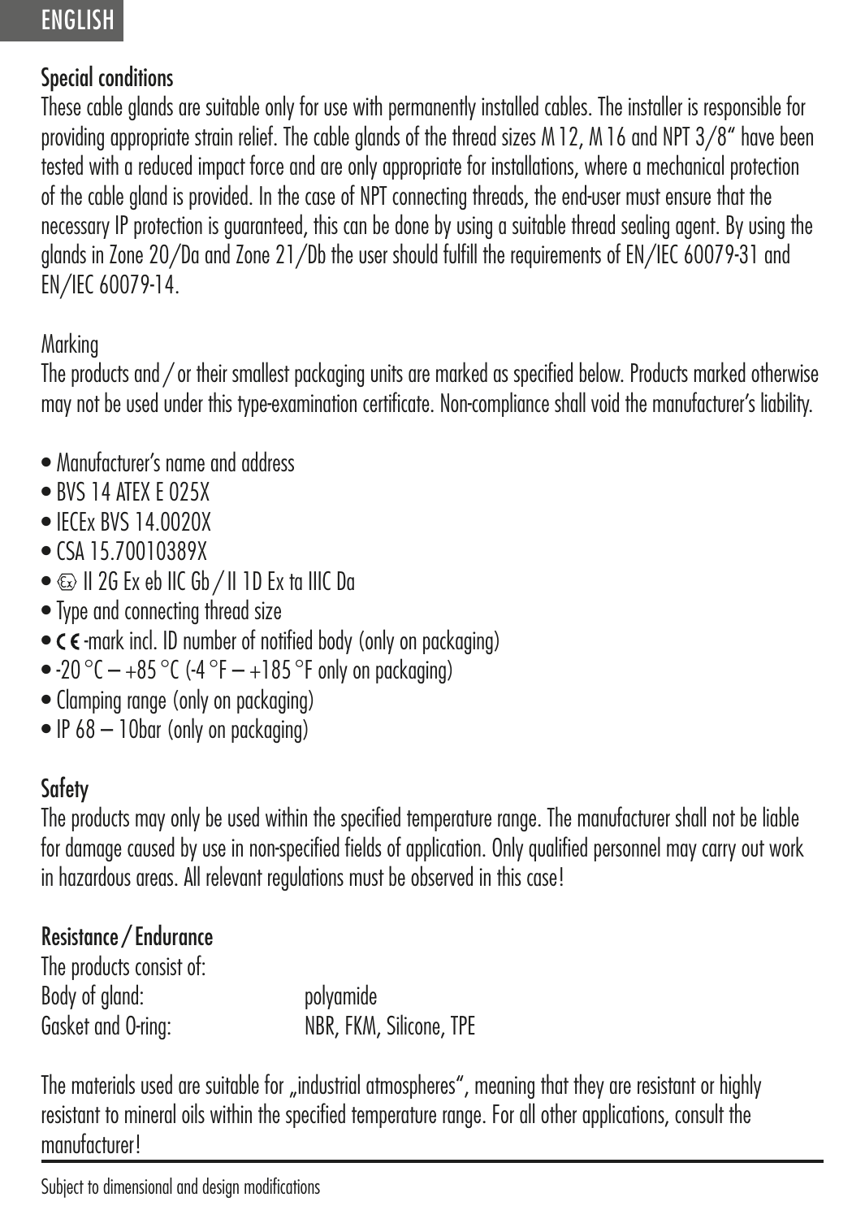ENGLISH

## Special conditions

These cable glands are suitable only for use with permanently installed cables. The installer is responsible for providing appropriate strain relief. The cable glands of the thread sizes M 12, M 16 and NPT 3/8“ have been tested with a reduced impact force and are only appropriate for installations, where a mechanical protection of the cable gland is provided. In the case of NPT connecting threads, the end-user must ensure that the necessary IP protection is guaranteed, this can be done by using a suitable thread sealing agent. By using the glands in Zone 20/Da and Zone 21/Db the user should fulfill the requirements of EN/IEC 60079-31 and EN/IEC 60079-14.

## Marking

The products and / or their smallest packaging units are marked as specified below. Products marked otherwise may not be used under this type-examination certificate. Non-compliance shall void the manufacturer's liability.

- Manufacturer's name and address
- BVS 14 ATEX E 025X
- IECEx BVS 14.0020X
- CSA 15.70010389X
- Ex II 2G Ex eb IIC Gb / II 1D Ex ta IIIC Da
- Type and connecting thread size
- CE-mark incl. ID number of notified body (only on packaging)
- -20 °C – +85 °C (-4 °F – +185 °F only on packaging)
- Clamping range (only on packaging)
- IP 68 – 10bar (only on packaging)

## Safety

The products may only be used within the specified temperature range. The manufacturer shall not be liable for damage caused by use in non-specified fields of application. Only qualified personnel may carry out work in hazardous areas. All relevant regulations must be observed in this case!

## Resistance / Endurance

The products consist of:

| | |
|---|---|
| Body of gland: | polyamide |
| Gasket and O-ring: | NBR, FKM, Silicone, TPE |

The materials used are suitable for „industrial atmospheres“, meaning that they are resistant or highly resistant to mineral oils within the specified temperature range. For all other applications, consult the manufacturer!

Subject to dimensional and design modifications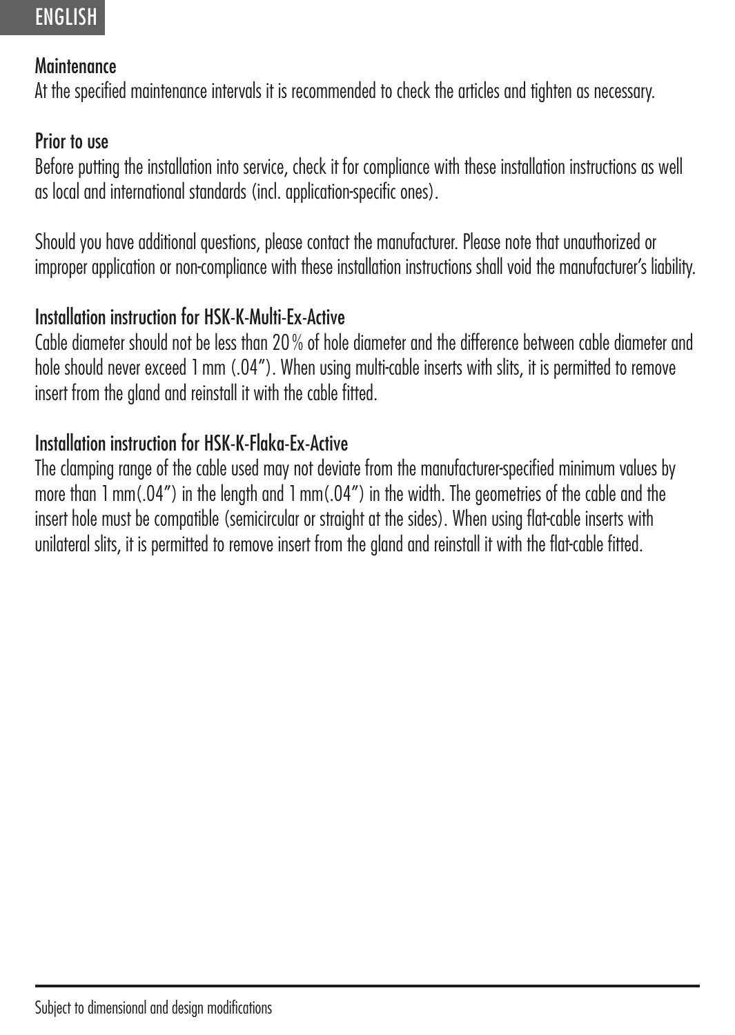ENGLISH

## Maintenance

At the specified maintenance intervals it is recommended to check the articles and tighten as necessary.

## Prior to use

Before putting the installation into service, check it for compliance with these installation instructions as well as local and international standards (incl. application-specific ones).

Should you have additional questions, please contact the manufacturer. Please note that unauthorized or improper application or non-compliance with these installation instructions shall void the manufacturer's liability.

## Installation instruction for HSK-K-Multi-Ex-Active

Cable diameter should not be less than 20 % of hole diameter and the difference between cable diameter and hole should never exceed 1 mm (.04"). When using multi-cable inserts with slits, it is permitted to remove insert from the gland and reinstall it with the cable fitted.

## Installation instruction for HSK-K-Flaka-Ex-Active

The clamping range of the cable used may not deviate from the manufacturer-specified minimum values by more than 1 mm(.04") in the length and 1 mm(.04") in the width. The geometries of the cable and the insert hole must be compatible (semicircular or straight at the sides). When using flat-cable inserts with unilateral slits, it is permitted to remove insert from the gland and reinstall it with the flat-cable fitted.

Subject to dimensional and design modifications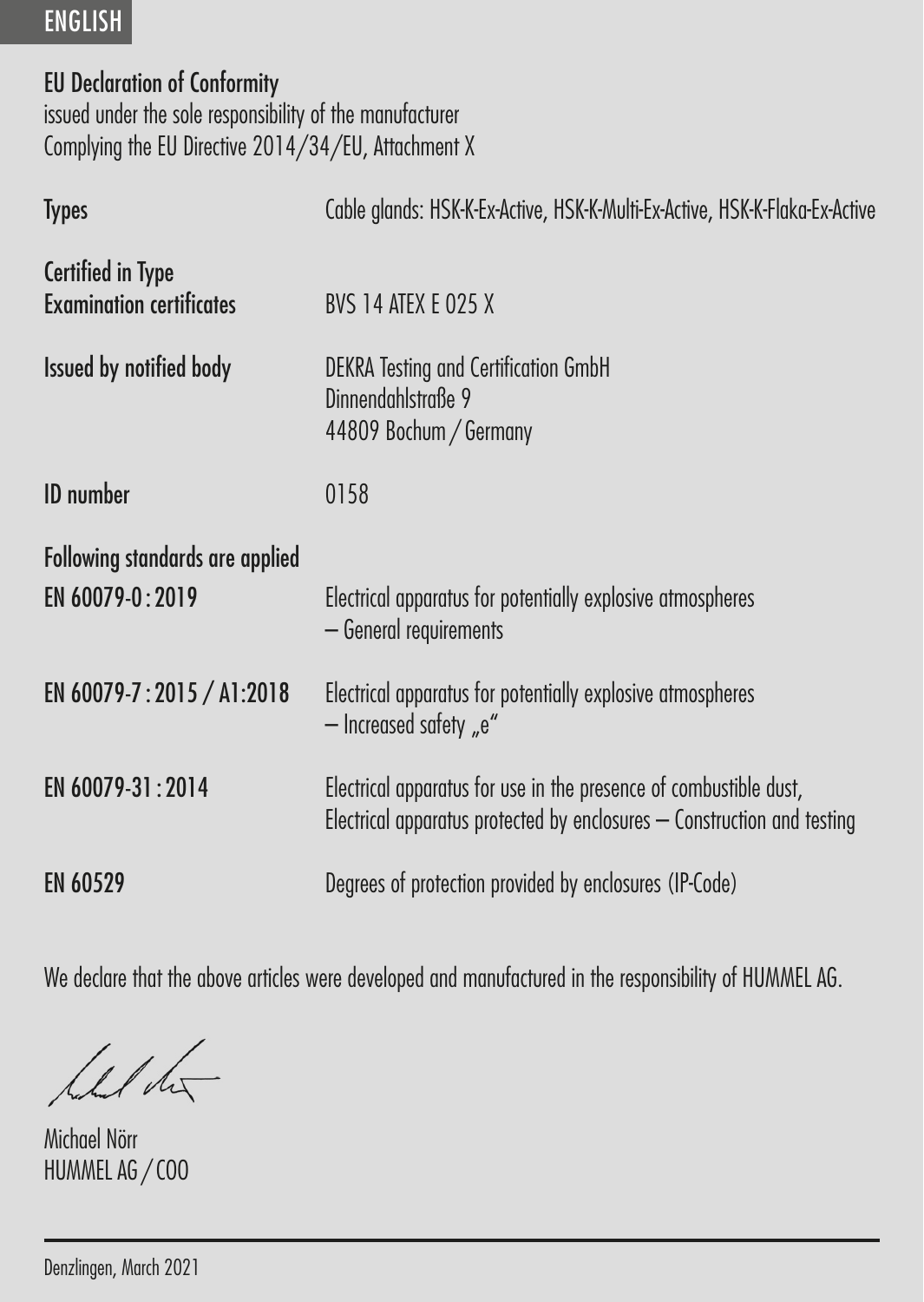ENGLISH

## EU Declaration of Conformity

issued under the sole responsibility of the manufacturer
Complying the EU Directive 2014/34/EU, Attachment X

| | |
|---|---|
| Types | Cable glands: HSK-K-Ex-Active, HSK-K-Multi-Ex-Active, HSK-K-Flaka-Ex-Active |
| Certified in Type Examination certificates | BVS 14 ATEX E 025 X |
| Issued by notified body | DEKRA Testing and Certification GmbH<br>Dinnendahlstraße 9<br>44809 Bochum / Germany |
| ID number | 0158 |

**Following standards are applied**

| | |
|---|---|
| EN 60079-0 : 2019 | Electrical apparatus for potentially explosive atmospheres – General requirements |
| EN 60079-7 : 2015 / A1:2018 | Electrical apparatus for potentially explosive atmospheres – Increased safety „e" |
| EN 60079-31 : 2014 | Electrical apparatus for use in the presence of combustible dust, Electrical apparatus protected by enclosures – Construction and testing |
| EN 60529 | Degrees of protection provided by enclosures (IP-Code) |

We declare that the above articles were developed and manufactured in the responsibility of HUMMEL AG.

Michael Nörr
HUMMEL AG / COO

Denzlingen, March 2021